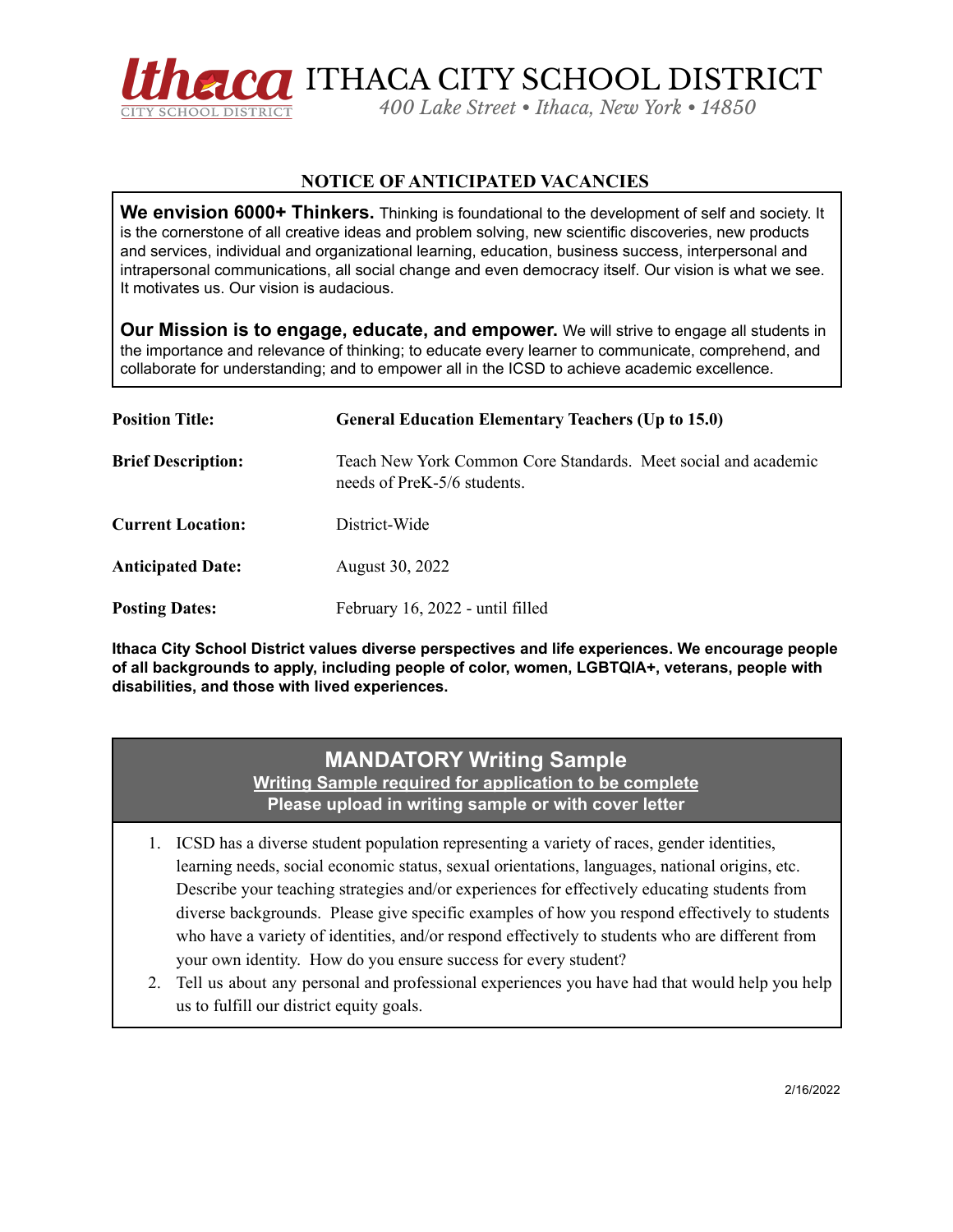# ITHACA CITY SCHOOL DISTRICT

*400 Lake Street • Ithaca, New York • 14850*

## NOTICE OF ANTICIPATED VACANCIES

**We envision 6000+ Thinkers.** Thinking is foundational to the development of self and society. It is the cornerstone of all creative ideas and problem solving, new scientific discoveries, new products and services, individual and organizational learning, education, business success, interpersonal and intrapersonal communications, all social change and even democracy itself. Our vision is what we see. It motivates us. Our vision is audacious.

**Our Mission is to engage, educate, and empower.** We will strive to engage all students in the importance and relevance of thinking; to educate every learner to communicate, comprehend, and collaborate for understanding; and to empower all in the ICSD to achieve academic excellence.

**Position Title:** **General Education Elementary Teachers (Up to 15.0)**

**Brief Description:** Teach New York Common Core Standards. Meet social and academic needs of PreK-5/6 students.

**Current Location:** District-Wide

**Anticipated Date:** August 30, 2022

**Posting Dates:** February 16, 2022 - until filled

**Ithaca City School District values diverse perspectives and life experiences. We encourage people of all backgrounds to apply, including people of color, women, LGBTQIA+, veterans, people with disabilities, and those with lived experiences.**

## MANDATORY Writing Sample

**Writing Sample required for application to be complete**

**Please upload in writing sample or with cover letter**

1. ICSD has a diverse student population representing a variety of races, gender identities, learning needs, social economic status, sexual orientations, languages, national origins, etc. Describe your teaching strategies and/or experiences for effectively educating students from diverse backgrounds. Please give specific examples of how you respond effectively to students who have a variety of identities, and/or respond effectively to students who are different from your own identity. How do you ensure success for every student?
2. Tell us about any personal and professional experiences you have had that would help you help us to fulfill our district equity goals.

2/16/2022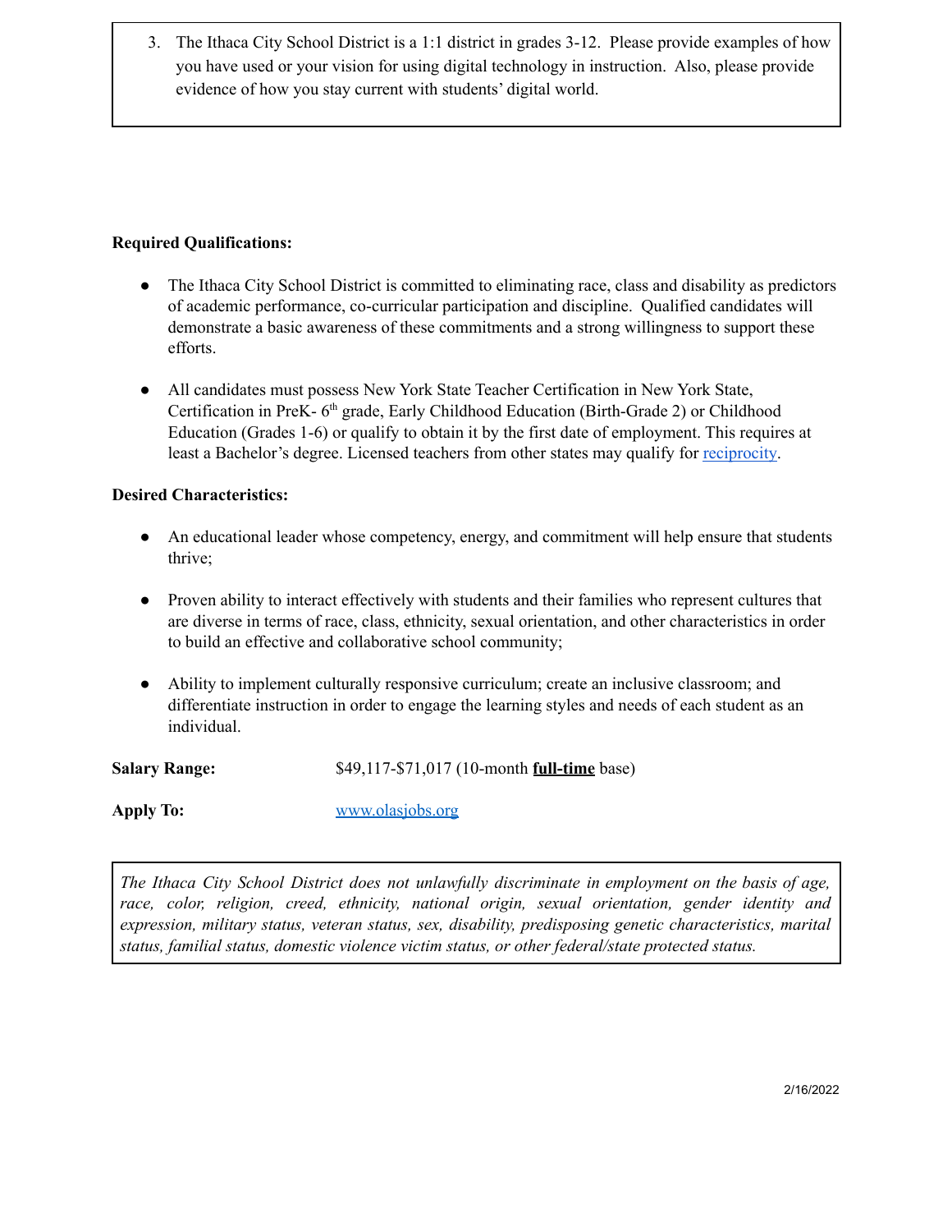3. The Ithaca City School District is a 1:1 district in grades 3-12. Please provide examples of how you have used or your vision for using digital technology in instruction. Also, please provide evidence of how you stay current with students' digital world.

**Required Qualifications:**

- The Ithaca City School District is committed to eliminating race, class and disability as predictors of academic performance, co-curricular participation and discipline. Qualified candidates will demonstrate a basic awareness of these commitments and a strong willingness to support these efforts.

- All candidates must possess New York State Teacher Certification in New York State, Certification in PreK- 6th grade, Early Childhood Education (Birth-Grade 2) or Childhood Education (Grades 1-6) or qualify to obtain it by the first date of employment. This requires at least a Bachelor's degree. Licensed teachers from other states may qualify for reciprocity.

**Desired Characteristics:**

- An educational leader whose competency, energy, and commitment will help ensure that students thrive;

- Proven ability to interact effectively with students and their families who represent cultures that are diverse in terms of race, class, ethnicity, sexual orientation, and other characteristics in order to build an effective and collaborative school community;

- Ability to implement culturally responsive curriculum; create an inclusive classroom; and differentiate instruction in order to engage the learning styles and needs of each student as an individual.

**Salary Range:** $49,117-$71,017 (10-month **full-time** base)

**Apply To:** www.olasjobs.org

*The Ithaca City School District does not unlawfully discriminate in employment on the basis of age, race, color, religion, creed, ethnicity, national origin, sexual orientation, gender identity and expression, military status, veteran status, sex, disability, predisposing genetic characteristics, marital status, familial status, domestic violence victim status, or other federal/state protected status.*

2/16/2022